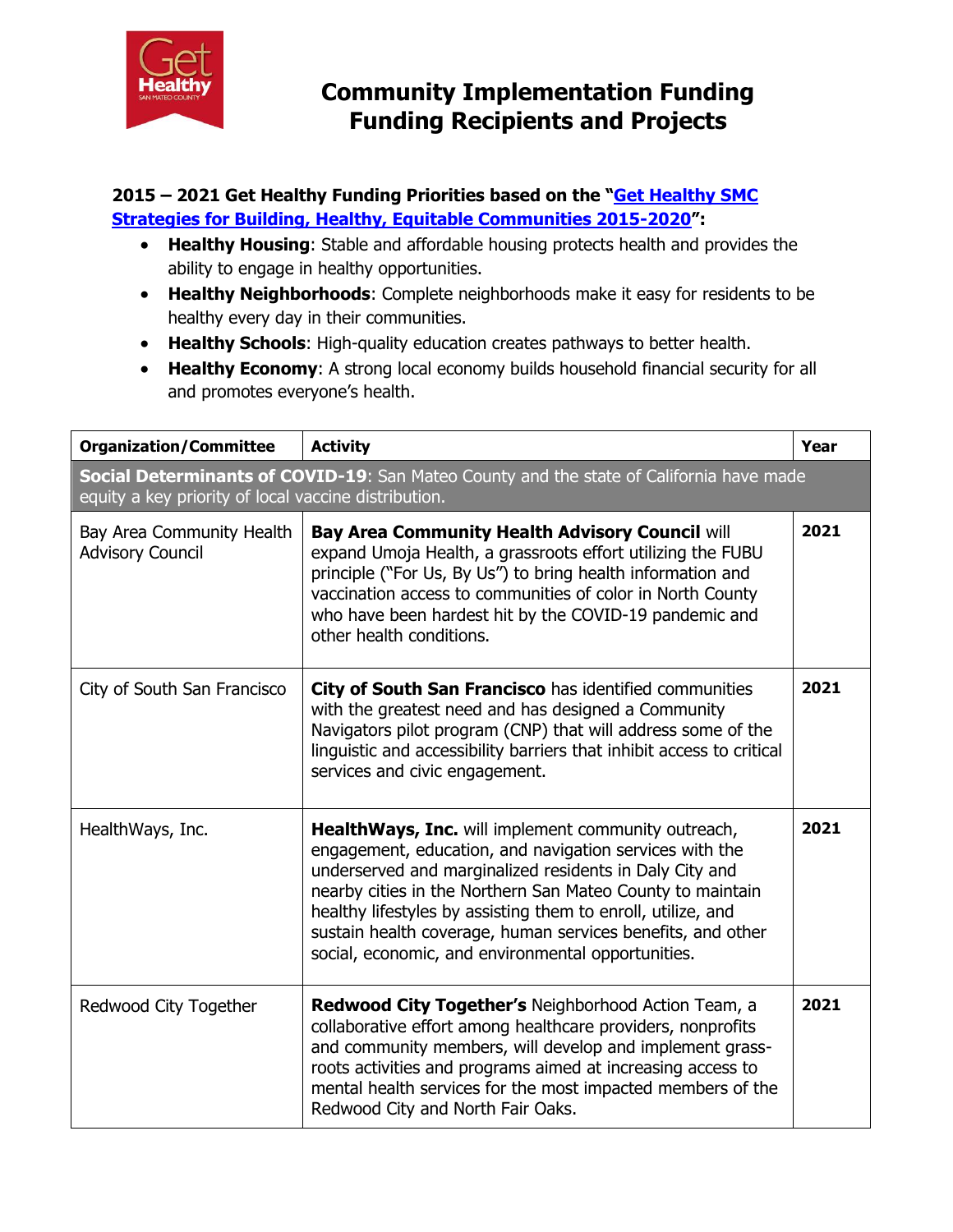# Community Implementation Funding Funding Recipients and Projects

**2015 – 2021 Get Healthy Funding Priorities based on the "Get Healthy SMC Strategies for Building, Healthy, Equitable Communities 2015-2020":**

- **Healthy Housing**: Stable and affordable housing protects health and provides the ability to engage in healthy opportunities.
- **Healthy Neighborhoods**: Complete neighborhoods make it easy for residents to be healthy every day in their communities.
- **Healthy Schools**: High-quality education creates pathways to better health.
- **Healthy Economy**: A strong local economy builds household financial security for all and promotes everyone's health.

| Organization/Committee | Activity | Year |
|---|---|---|
| **Social Determinants of COVID-19**: San Mateo County and the state of California have made equity a key priority of local vaccine distribution. | | |
| Bay Area Community Health Advisory Council | **Bay Area Community Health Advisory Council** will expand Umoja Health, a grassroots effort utilizing the FUBU principle ("For Us, By Us") to bring health information and vaccination access to communities of color in North County who have been hardest hit by the COVID-19 pandemic and other health conditions. | 2021 |
| City of South San Francisco | **City of South San Francisco** has identified communities with the greatest need and has designed a Community Navigators pilot program (CNP) that will address some of the linguistic and accessibility barriers that inhibit access to critical services and civic engagement. | 2021 |
| HealthWays, Inc. | **HealthWays, Inc.** will implement community outreach, engagement, education, and navigation services with the underserved and marginalized residents in Daly City and nearby cities in the Northern San Mateo County to maintain healthy lifestyles by assisting them to enroll, utilize, and sustain health coverage, human services benefits, and other social, economic, and environmental opportunities. | 2021 |
| Redwood City Together | **Redwood City Together's** Neighborhood Action Team, a collaborative effort among healthcare providers, nonprofits and community members, will develop and implement grass-roots activities and programs aimed at increasing access to mental health services for the most impacted members of the Redwood City and North Fair Oaks. | 2021 |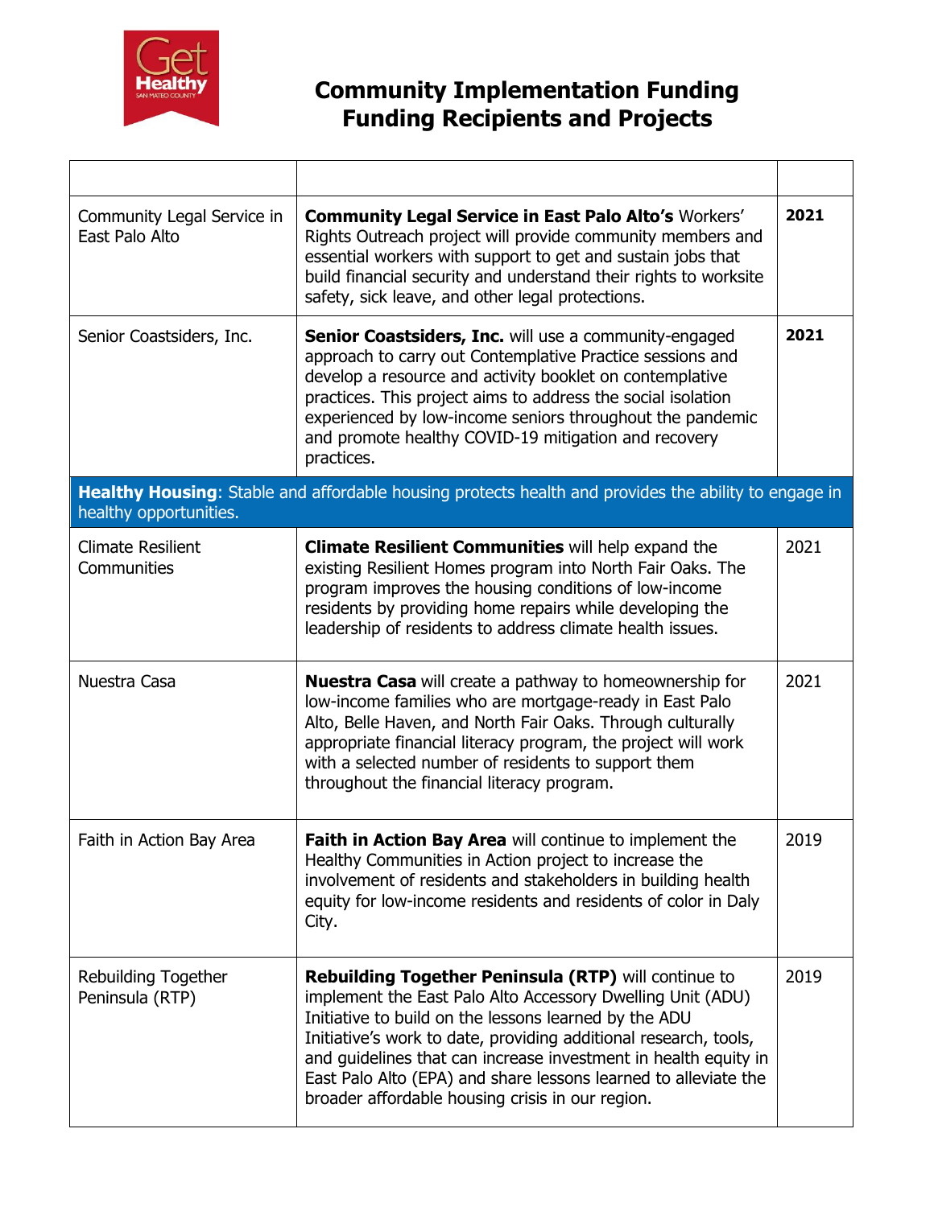# Community Implementation Funding Funding Recipients and Projects

| | | |
|---|---|---|
| Community Legal Service in East Palo Alto | **Community Legal Service in East Palo Alto's** Workers' Rights Outreach project will provide community members and essential workers with support to get and sustain jobs that build financial security and understand their rights to worksite safety, sick leave, and other legal protections. | **2021** |
| Senior Coastsiders, Inc. | **Senior Coastsiders, Inc.** will use a community-engaged approach to carry out Contemplative Practice sessions and develop a resource and activity booklet on contemplative practices. This project aims to address the social isolation experienced by low-income seniors throughout the pandemic and promote healthy COVID-19 mitigation and recovery practices. | **2021** |
| **Healthy Housing**: Stable and affordable housing protects health and provides the ability to engage in healthy opportunities. | | |
| Climate Resilient Communities | **Climate Resilient Communities** will help expand the existing Resilient Homes program into North Fair Oaks. The program improves the housing conditions of low-income residents by providing home repairs while developing the leadership of residents to address climate health issues. | 2021 |
| Nuestra Casa | **Nuestra Casa** will create a pathway to homeownership for low-income families who are mortgage-ready in East Palo Alto, Belle Haven, and North Fair Oaks. Through culturally appropriate financial literacy program, the project will work with a selected number of residents to support them throughout the financial literacy program. | 2021 |
| Faith in Action Bay Area | **Faith in Action Bay Area** will continue to implement the Healthy Communities in Action project to increase the involvement of residents and stakeholders in building health equity for low-income residents and residents of color in Daly City. | 2019 |
| Rebuilding Together Peninsula (RTP) | **Rebuilding Together Peninsula (RTP)** will continue to implement the East Palo Alto Accessory Dwelling Unit (ADU) Initiative to build on the lessons learned by the ADU Initiative's work to date, providing additional research, tools, and guidelines that can increase investment in health equity in East Palo Alto (EPA) and share lessons learned to alleviate the broader affordable housing crisis in our region. | 2019 |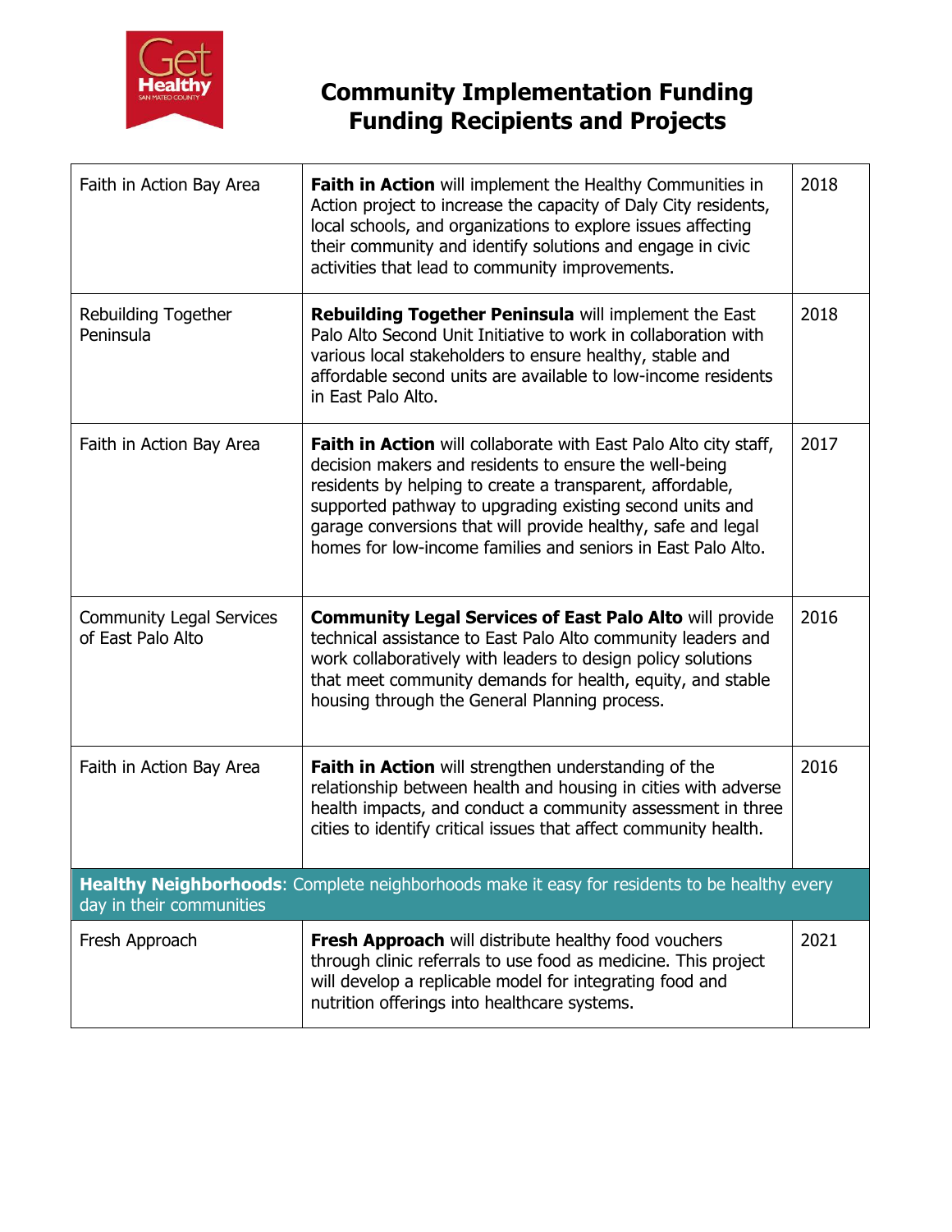# Community Implementation Funding Funding Recipients and Projects

| | | |
|---|---|---|
| Faith in Action Bay Area | **Faith in Action** will implement the Healthy Communities in Action project to increase the capacity of Daly City residents, local schools, and organizations to explore issues affecting their community and identify solutions and engage in civic activities that lead to community improvements. | 2018 |
| Rebuilding Together Peninsula | **Rebuilding Together Peninsula** will implement the East Palo Alto Second Unit Initiative to work in collaboration with various local stakeholders to ensure healthy, stable and affordable second units are available to low-income residents in East Palo Alto. | 2018 |
| Faith in Action Bay Area | **Faith in Action** will collaborate with East Palo Alto city staff, decision makers and residents to ensure the well-being residents by helping to create a transparent, affordable, supported pathway to upgrading existing second units and garage conversions that will provide healthy, safe and legal homes for low-income families and seniors in East Palo Alto. | 2017 |
| Community Legal Services of East Palo Alto | **Community Legal Services of East Palo Alto** will provide technical assistance to East Palo Alto community leaders and work collaboratively with leaders to design policy solutions that meet community demands for health, equity, and stable housing through the General Planning process. | 2016 |
| Faith in Action Bay Area | **Faith in Action** will strengthen understanding of the relationship between health and housing in cities with adverse health impacts, and conduct a community assessment in three cities to identify critical issues that affect community health. | 2016 |
| **Healthy Neighborhoods**: Complete neighborhoods make it easy for residents to be healthy every day in their communities | | |
| Fresh Approach | **Fresh Approach** will distribute healthy food vouchers through clinic referrals to use food as medicine. This project will develop a replicable model for integrating food and nutrition offerings into healthcare systems. | 2021 |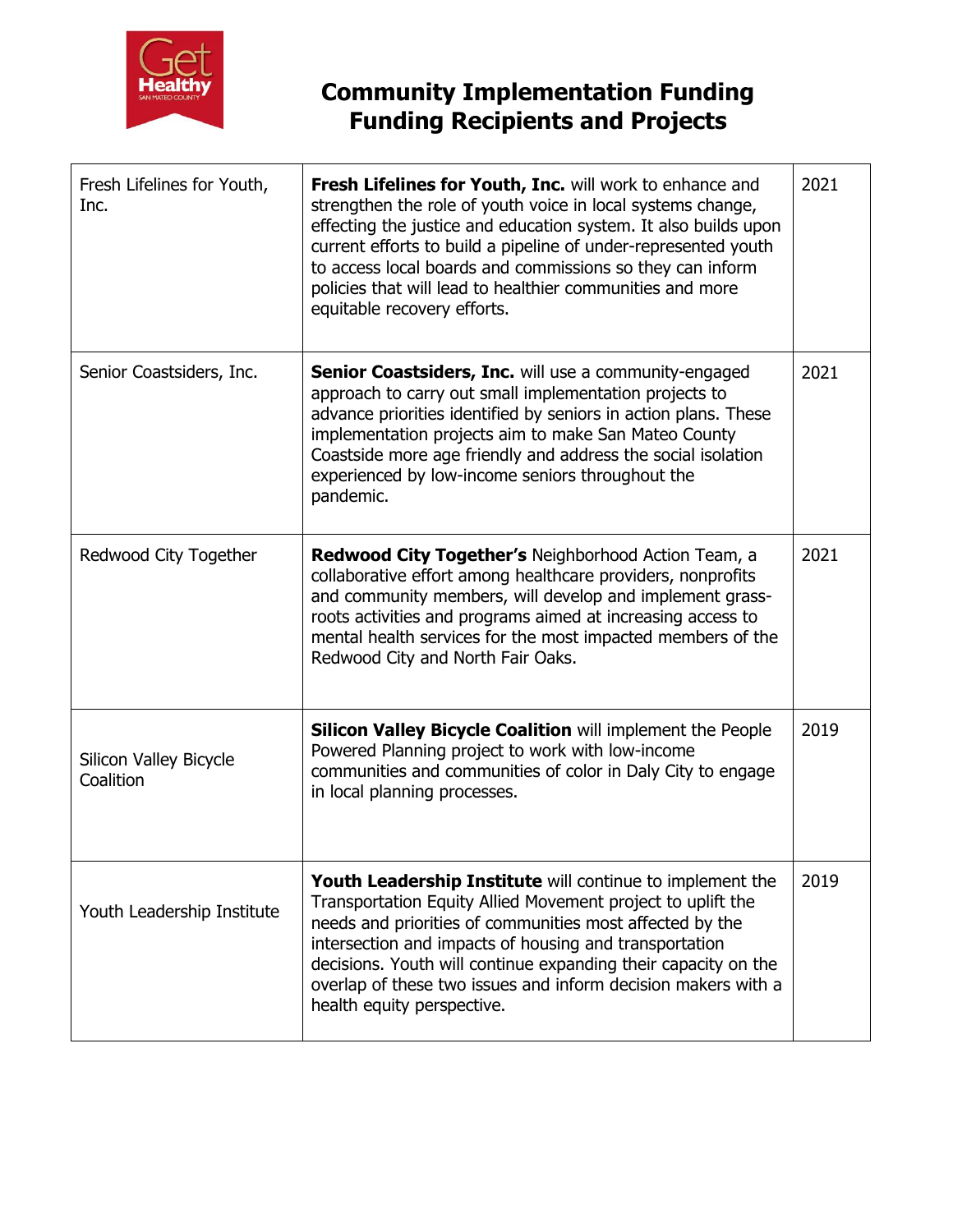# Community Implementation Funding Funding Recipients and Projects

| | | |
|---|---|---|
| Fresh Lifelines for Youth, Inc. | **Fresh Lifelines for Youth, Inc.** will work to enhance and strengthen the role of youth voice in local systems change, effecting the justice and education system. It also builds upon current efforts to build a pipeline of under-represented youth to access local boards and commissions so they can inform policies that will lead to healthier communities and more equitable recovery efforts. | 2021 |
| Senior Coastsiders, Inc. | **Senior Coastsiders, Inc.** will use a community-engaged approach to carry out small implementation projects to advance priorities identified by seniors in action plans. These implementation projects aim to make San Mateo County Coastside more age friendly and address the social isolation experienced by low-income seniors throughout the pandemic. | 2021 |
| Redwood City Together | **Redwood City Together's** Neighborhood Action Team, a collaborative effort among healthcare providers, nonprofits and community members, will develop and implement grass-roots activities and programs aimed at increasing access to mental health services for the most impacted members of the Redwood City and North Fair Oaks. | 2021 |
| Silicon Valley Bicycle Coalition | **Silicon Valley Bicycle Coalition** will implement the People Powered Planning project to work with low-income communities and communities of color in Daly City to engage in local planning processes. | 2019 |
| Youth Leadership Institute | **Youth Leadership Institute** will continue to implement the Transportation Equity Allied Movement project to uplift the needs and priorities of communities most affected by the intersection and impacts of housing and transportation decisions. Youth will continue expanding their capacity on the overlap of these two issues and inform decision makers with a health equity perspective. | 2019 |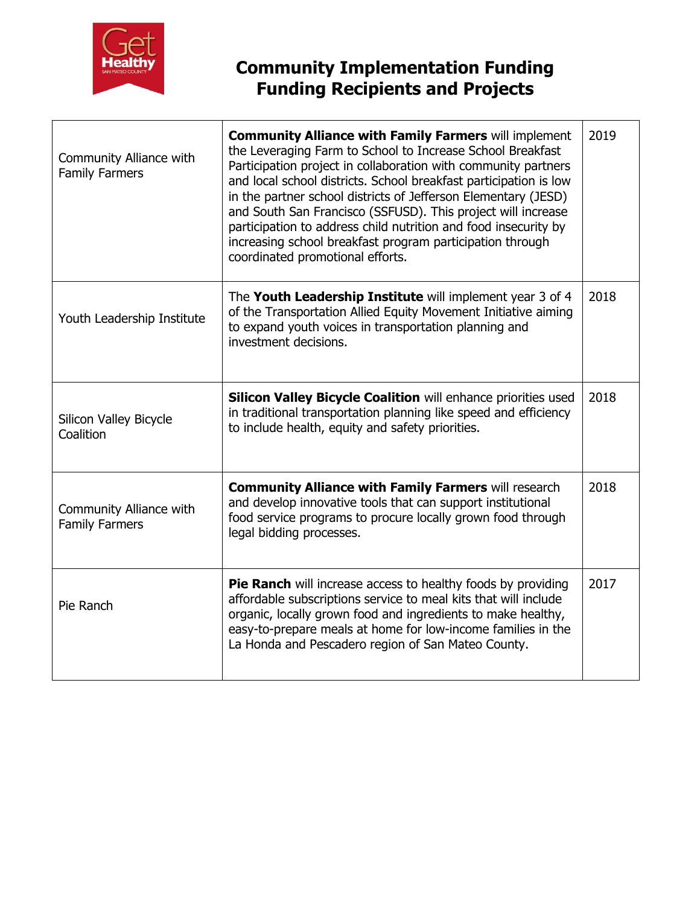# Community Implementation Funding
# Funding Recipients and Projects

| | | |
|---|---|---|
| Community Alliance with Family Farmers | **Community Alliance with Family Farmers** will implement the Leveraging Farm to School to Increase School Breakfast Participation project in collaboration with community partners and local school districts. School breakfast participation is low in the partner school districts of Jefferson Elementary (JESD) and South San Francisco (SSFUSD). This project will increase participation to address child nutrition and food insecurity by increasing school breakfast program participation through coordinated promotional efforts. | 2019 |
| Youth Leadership Institute | The **Youth Leadership Institute** will implement year 3 of 4 of the Transportation Allied Equity Movement Initiative aiming to expand youth voices in transportation planning and investment decisions. | 2018 |
| Silicon Valley Bicycle Coalition | **Silicon Valley Bicycle Coalition** will enhance priorities used in traditional transportation planning like speed and efficiency to include health, equity and safety priorities. | 2018 |
| Community Alliance with Family Farmers | **Community Alliance with Family Farmers** will research and develop innovative tools that can support institutional food service programs to procure locally grown food through legal bidding processes. | 2018 |
| Pie Ranch | **Pie Ranch** will increase access to healthy foods by providing affordable subscriptions service to meal kits that will include organic, locally grown food and ingredients to make healthy, easy-to-prepare meals at home for low-income families in the La Honda and Pescadero region of San Mateo County. | 2017 |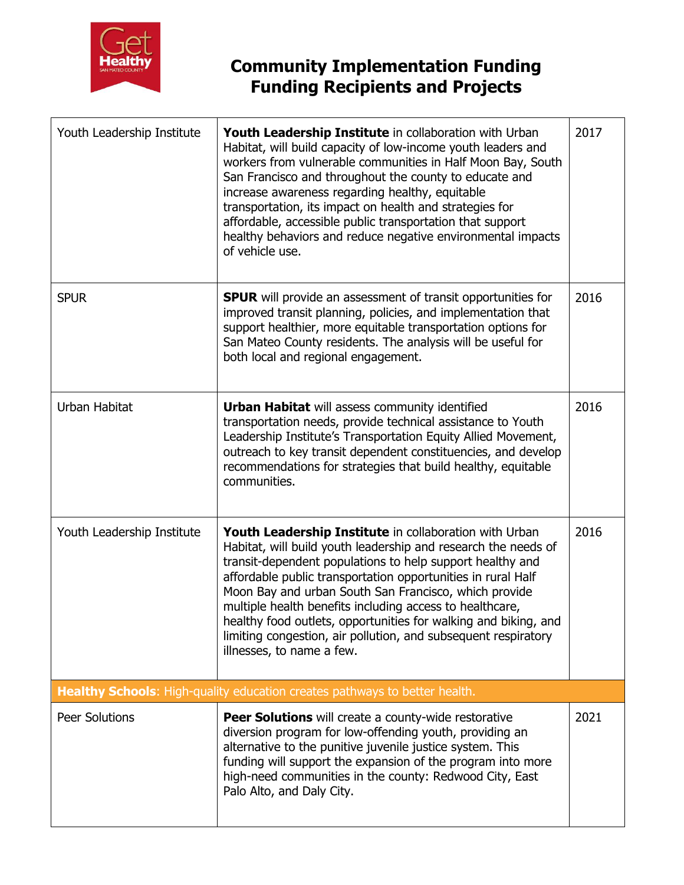# Community Implementation Funding
# Funding Recipients and Projects

| | | |
|---|---|---|
| Youth Leadership Institute | **Youth Leadership Institute** in collaboration with Urban Habitat, will build capacity of low-income youth leaders and workers from vulnerable communities in Half Moon Bay, South San Francisco and throughout the county to educate and increase awareness regarding healthy, equitable transportation, its impact on health and strategies for affordable, accessible public transportation that support healthy behaviors and reduce negative environmental impacts of vehicle use. | 2017 |
| SPUR | **SPUR** will provide an assessment of transit opportunities for improved transit planning, policies, and implementation that support healthier, more equitable transportation options for San Mateo County residents. The analysis will be useful for both local and regional engagement. | 2016 |
| Urban Habitat | **Urban Habitat** will assess community identified transportation needs, provide technical assistance to Youth Leadership Institute's Transportation Equity Allied Movement, outreach to key transit dependent constituencies, and develop recommendations for strategies that build healthy, equitable communities. | 2016 |
| Youth Leadership Institute | **Youth Leadership Institute** in collaboration with Urban Habitat, will build youth leadership and research the needs of transit-dependent populations to help support healthy and affordable public transportation opportunities in rural Half Moon Bay and urban South San Francisco, which provide multiple health benefits including access to healthcare, healthy food outlets, opportunities for walking and biking, and limiting congestion, air pollution, and subsequent respiratory illnesses, to name a few. | 2016 |
| **Healthy Schools**: High-quality education creates pathways to better health. | | |
| Peer Solutions | **Peer Solutions** will create a county-wide restorative diversion program for low-offending youth, providing an alternative to the punitive juvenile justice system. This funding will support the expansion of the program into more high-need communities in the county: Redwood City, East Palo Alto, and Daly City. | 2021 |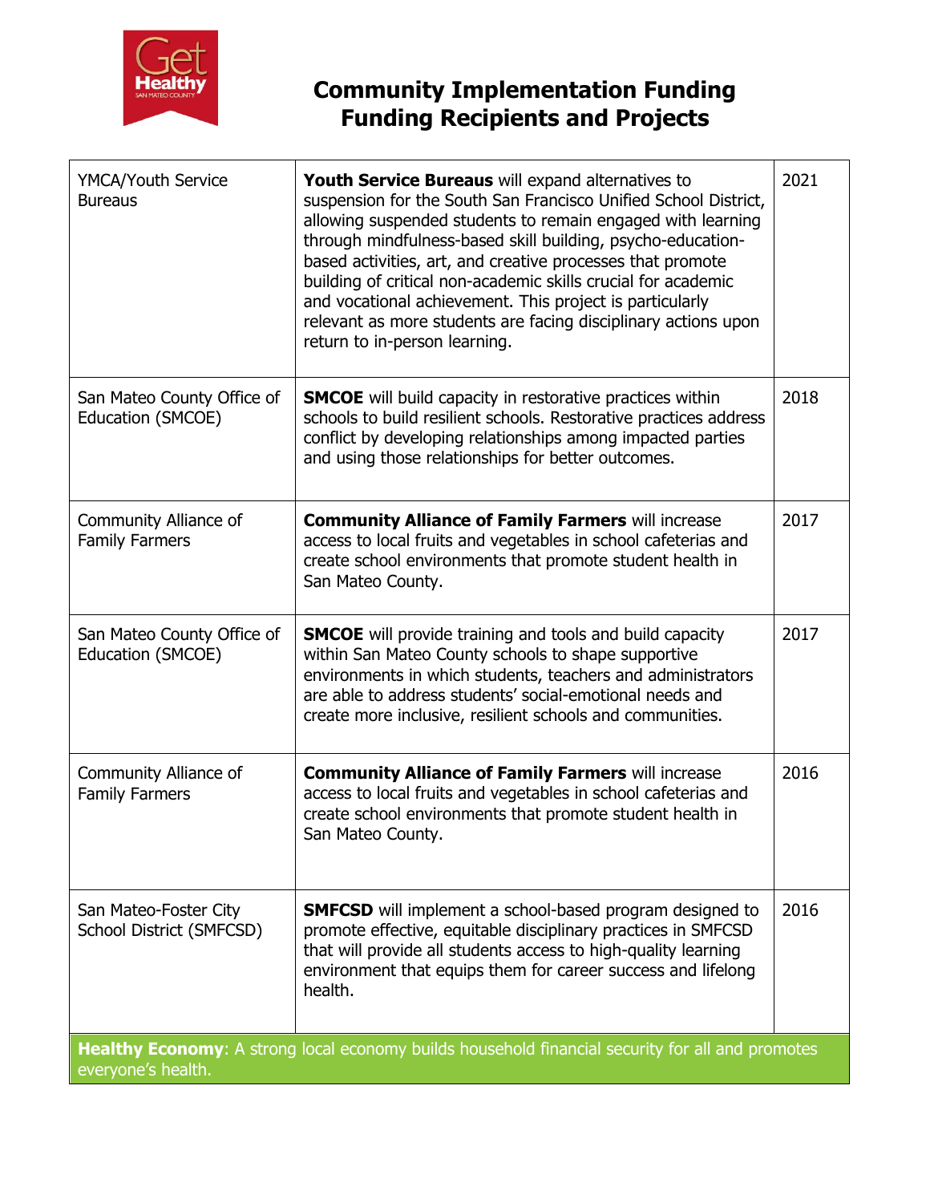# Community Implementation Funding
# Funding Recipients and Projects

| | | |
|---|---|---|
| YMCA/Youth Service Bureaus | **Youth Service Bureaus** will expand alternatives to suspension for the South San Francisco Unified School District, allowing suspended students to remain engaged with learning through mindfulness-based skill building, psycho-education-based activities, art, and creative processes that promote building of critical non-academic skills crucial for academic and vocational achievement. This project is particularly relevant as more students are facing disciplinary actions upon return to in-person learning. | 2021 |
| San Mateo County Office of Education (SMCOE) | **SMCOE** will build capacity in restorative practices within schools to build resilient schools. Restorative practices address conflict by developing relationships among impacted parties and using those relationships for better outcomes. | 2018 |
| Community Alliance of Family Farmers | **Community Alliance of Family Farmers** will increase access to local fruits and vegetables in school cafeterias and create school environments that promote student health in San Mateo County. | 2017 |
| San Mateo County Office of Education (SMCOE) | **SMCOE** will provide training and tools and build capacity within San Mateo County schools to shape supportive environments in which students, teachers and administrators are able to address students' social-emotional needs and create more inclusive, resilient schools and communities. | 2017 |
| Community Alliance of Family Farmers | **Community Alliance of Family Farmers** will increase access to local fruits and vegetables in school cafeterias and create school environments that promote student health in San Mateo County. | 2016 |
| San Mateo-Foster City School District (SMFCSD) | **SMFCSD** will implement a school-based program designed to promote effective, equitable disciplinary practices in SMFCSD that will provide all students access to high-quality learning environment that equips them for career success and lifelong health. | 2016 |

**Healthy Economy**: A strong local economy builds household financial security for all and promotes everyone's health.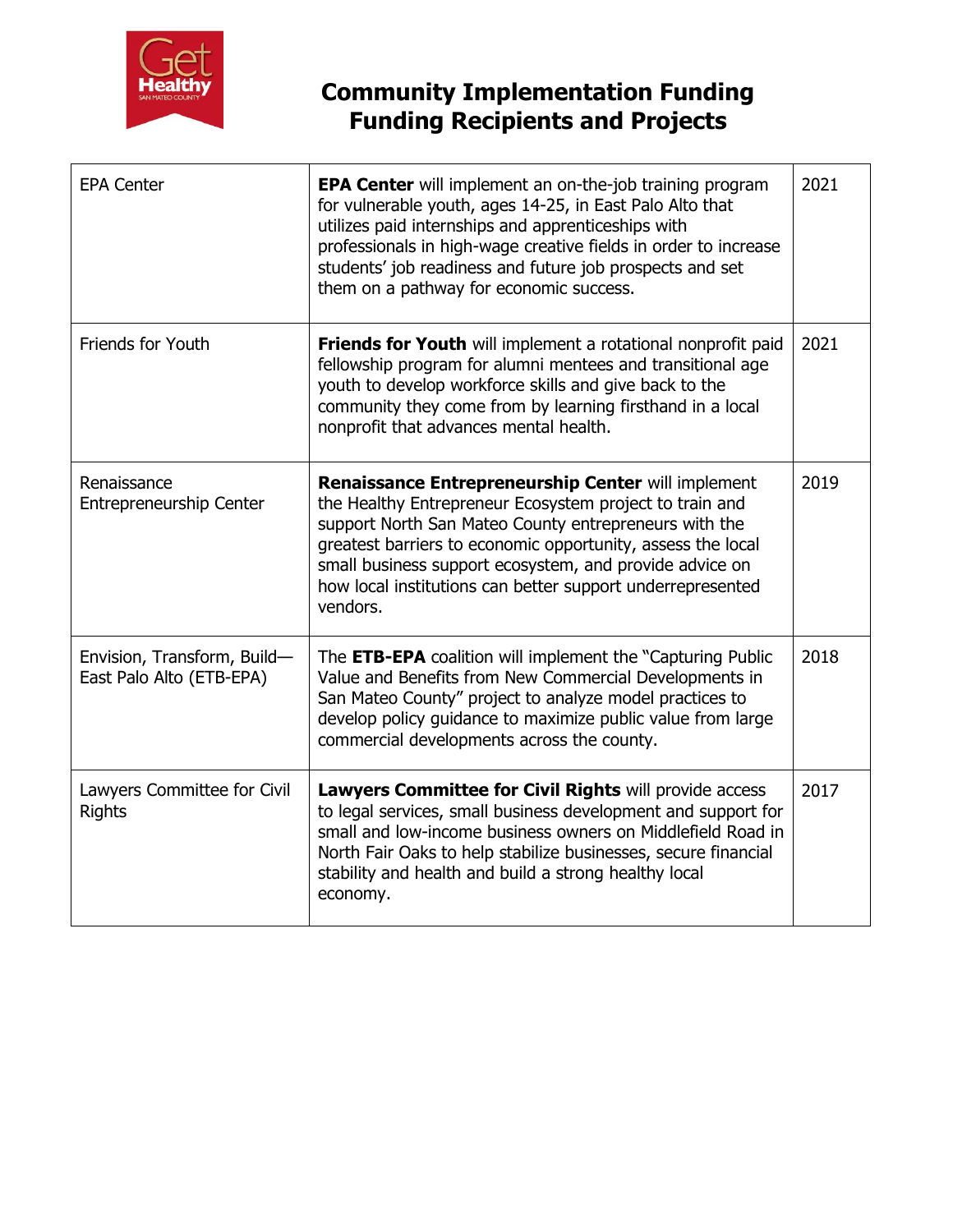# Community Implementation Funding Funding Recipients and Projects

| | | |
|---|---|---|
| EPA Center | **EPA Center** will implement an on-the-job training program for vulnerable youth, ages 14-25, in East Palo Alto that utilizes paid internships and apprenticeships with professionals in high-wage creative fields in order to increase students' job readiness and future job prospects and set them on a pathway for economic success. | 2021 |
| Friends for Youth | **Friends for Youth** will implement a rotational nonprofit paid fellowship program for alumni mentees and transitional age youth to develop workforce skills and give back to the community they come from by learning firsthand in a local nonprofit that advances mental health. | 2021 |
| Renaissance Entrepreneurship Center | **Renaissance Entrepreneurship Center** will implement the Healthy Entrepreneur Ecosystem project to train and support North San Mateo County entrepreneurs with the greatest barriers to economic opportunity, assess the local small business support ecosystem, and provide advice on how local institutions can better support underrepresented vendors. | 2019 |
| Envision, Transform, Build—East Palo Alto (ETB-EPA) | The **ETB-EPA** coalition will implement the "Capturing Public Value and Benefits from New Commercial Developments in San Mateo County" project to analyze model practices to develop policy guidance to maximize public value from large commercial developments across the county. | 2018 |
| Lawyers Committee for Civil Rights | **Lawyers Committee for Civil Rights** will provide access to legal services, small business development and support for small and low-income business owners on Middlefield Road in North Fair Oaks to help stabilize businesses, secure financial stability and health and build a strong healthy local economy. | 2017 |